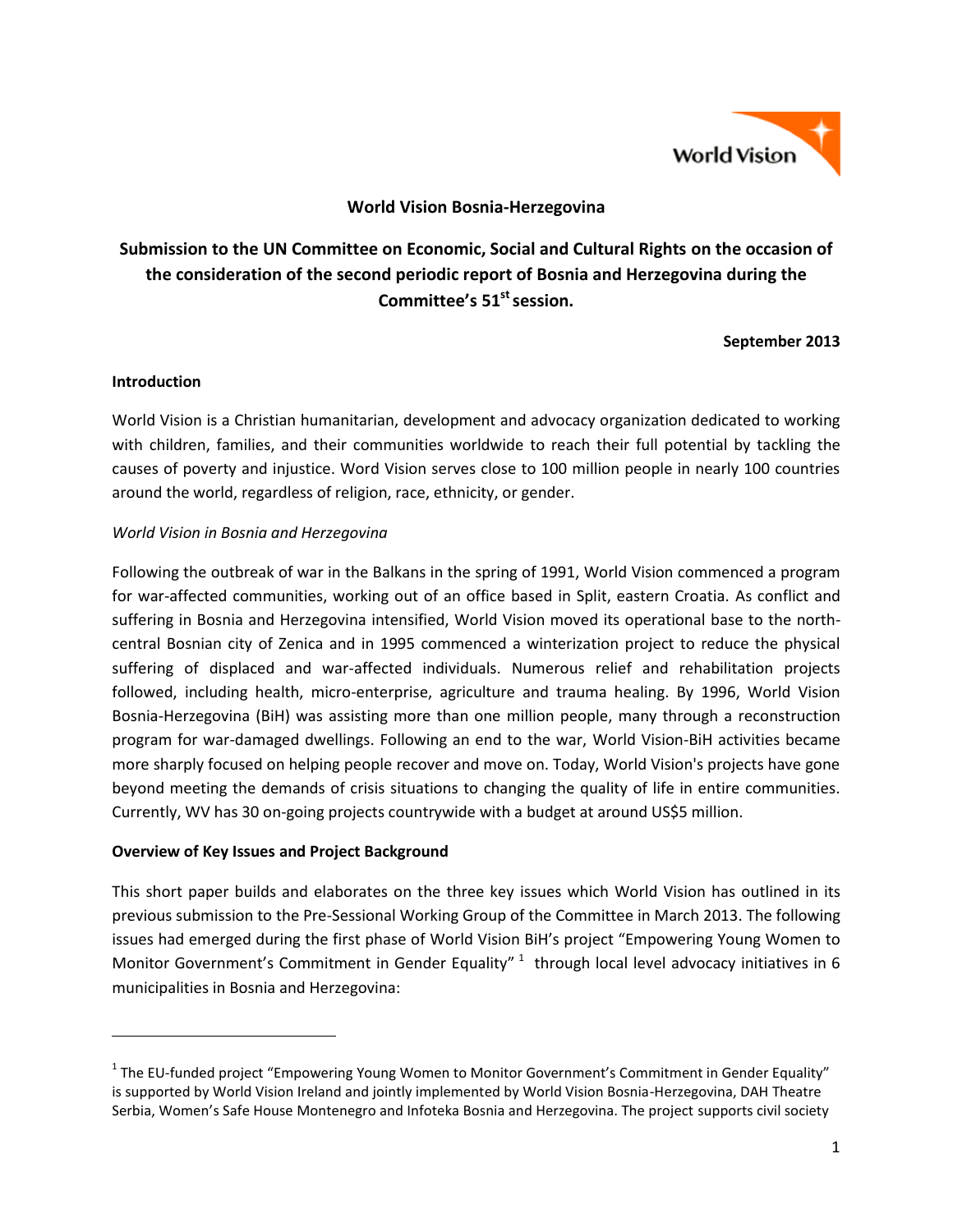**World Vision Bosnia-Herzegovina**

# Submission to the UN Committee on Economic, Social and Cultural Rights on the occasion of the consideration of the second periodic report of Bosnia and Herzegovina during the Committee's 51st session.

**September 2013**

## Introduction

World Vision is a Christian humanitarian, development and advocacy organization dedicated to working with children, families, and their communities worldwide to reach their full potential by tackling the causes of poverty and injustice. Word Vision serves close to 100 million people in nearly 100 countries around the world, regardless of religion, race, ethnicity, or gender.

*World Vision in Bosnia and Herzegovina*

Following the outbreak of war in the Balkans in the spring of 1991, World Vision commenced a program for war-affected communities, working out of an office based in Split, eastern Croatia. As conflict and suffering in Bosnia and Herzegovina intensified, World Vision moved its operational base to the north-central Bosnian city of Zenica and in 1995 commenced a winterization project to reduce the physical suffering of displaced and war-affected individuals. Numerous relief and rehabilitation projects followed, including health, micro-enterprise, agriculture and trauma healing. By 1996, World Vision Bosnia-Herzegovina (BiH) was assisting more than one million people, many through a reconstruction program for war-damaged dwellings. Following an end to the war, World Vision-BiH activities became more sharply focused on helping people recover and move on. Today, World Vision's projects have gone beyond meeting the demands of crisis situations to changing the quality of life in entire communities. Currently, WV has 30 on-going projects countrywide with a budget at around US$5 million.

## Overview of Key Issues and Project Background

This short paper builds and elaborates on the three key issues which World Vision has outlined in its previous submission to the Pre-Sessional Working Group of the Committee in March 2013. The following issues had emerged during the first phase of World Vision BiH's project "Empowering Young Women to Monitor Government's Commitment in Gender Equality" [1] through local level advocacy initiatives in 6 municipalities in Bosnia and Herzegovina:

[1] The EU-funded project "Empowering Young Women to Monitor Government's Commitment in Gender Equality" is supported by World Vision Ireland and jointly implemented by World Vision Bosnia-Herzegovina, DAH Theatre Serbia, Women's Safe House Montenegro and Infoteka Bosnia and Herzegovina. The project supports civil society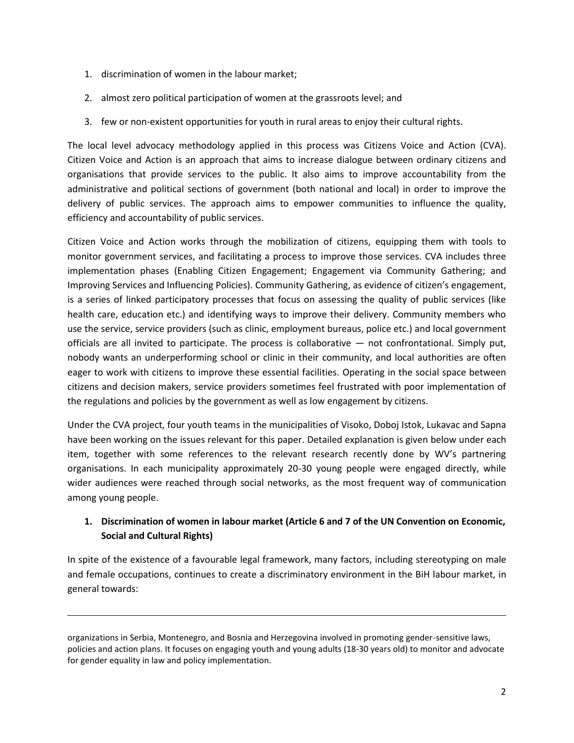1. discrimination of women in the labour market;
2. almost zero political participation of women at the grassroots level; and
3. few or non-existent opportunities for youth in rural areas to enjoy their cultural rights.

The local level advocacy methodology applied in this process was Citizens Voice and Action (CVA). Citizen Voice and Action is an approach that aims to increase dialogue between ordinary citizens and organisations that provide services to the public. It also aims to improve accountability from the administrative and political sections of government (both national and local) in order to improve the delivery of public services. The approach aims to empower communities to influence the quality, efficiency and accountability of public services.

Citizen Voice and Action works through the mobilization of citizens, equipping them with tools to monitor government services, and facilitating a process to improve those services. CVA includes three implementation phases (Enabling Citizen Engagement; Engagement via Community Gathering; and Improving Services and Influencing Policies). Community Gathering, as evidence of citizen's engagement, is a series of linked participatory processes that focus on assessing the quality of public services (like health care, education etc.) and identifying ways to improve their delivery. Community members who use the service, service providers (such as clinic, employment bureaus, police etc.) and local government officials are all invited to participate. The process is collaborative — not confrontational. Simply put, nobody wants an underperforming school or clinic in their community, and local authorities are often eager to work with citizens to improve these essential facilities. Operating in the social space between citizens and decision makers, service providers sometimes feel frustrated with poor implementation of the regulations and policies by the government as well as low engagement by citizens.

Under the CVA project, four youth teams in the municipalities of Visoko, Doboj Istok, Lukavac and Sapna have been working on the issues relevant for this paper. Detailed explanation is given below under each item, together with some references to the relevant research recently done by WV's partnering organisations. In each municipality approximately 20-30 young people were engaged directly, while wider audiences were reached through social networks, as the most frequent way of communication among young people.

## 1. Discrimination of women in labour market (Article 6 and 7 of the UN Convention on Economic, Social and Cultural Rights)

In spite of the existence of a favourable legal framework, many factors, including stereotyping on male and female occupations, continues to create a discriminatory environment in the BiH labour market, in general towards:

---

organizations in Serbia, Montenegro, and Bosnia and Herzegovina involved in promoting gender-sensitive laws, policies and action plans. It focuses on engaging youth and young adults (18-30 years old) to monitor and advocate for gender equality in law and policy implementation.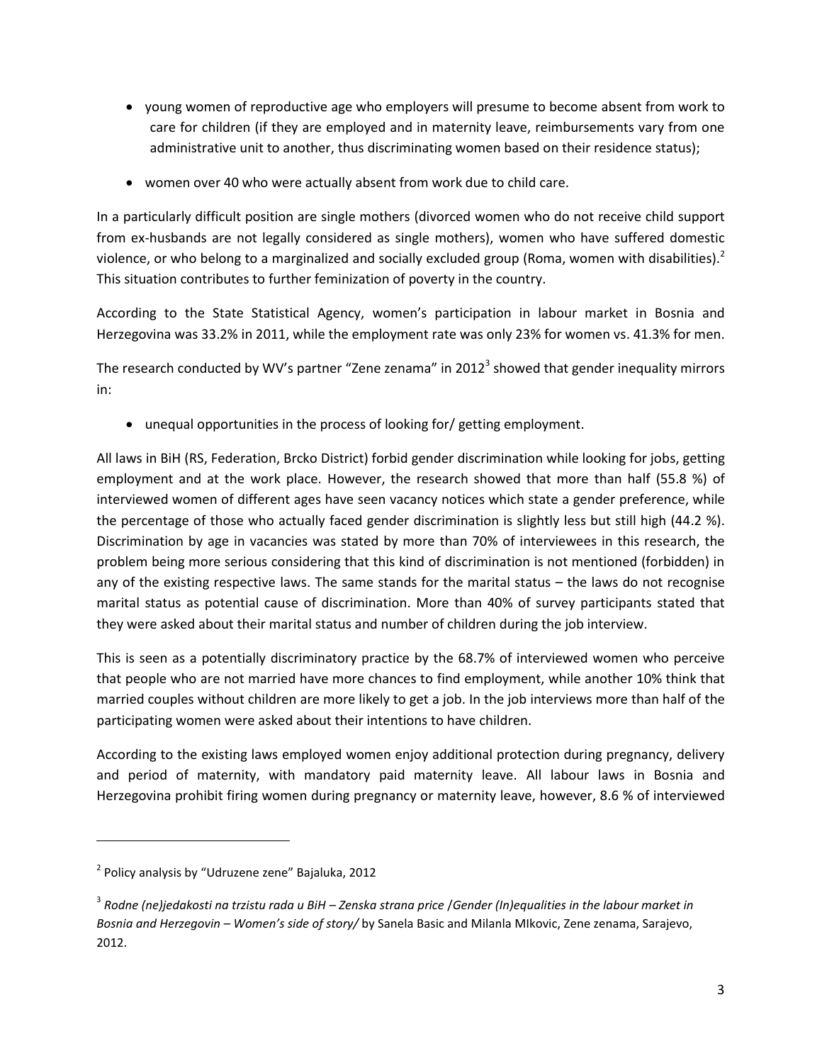- young women of reproductive age who employers will presume to become absent from work to care for children (if they are employed and in maternity leave, reimbursements vary from one administrative unit to another, thus discriminating women based on their residence status);
- women over 40 who were actually absent from work due to child care.

In a particularly difficult position are single mothers (divorced women who do not receive child support from ex-husbands are not legally considered as single mothers), women who have suffered domestic violence, or who belong to a marginalized and socially excluded group (Roma, women with disabilities).[2] This situation contributes to further feminization of poverty in the country.

According to the State Statistical Agency, women's participation in labour market in Bosnia and Herzegovina was 33.2% in 2011, while the employment rate was only 23% for women vs. 41.3% for men.

The research conducted by WV's partner "Zene zenama" in 2012[3] showed that gender inequality mirrors in:

- unequal opportunities in the process of looking for/ getting employment.

All laws in BiH (RS, Federation, Brcko District) forbid gender discrimination while looking for jobs, getting employment and at the work place. However, the research showed that more than half (55.8 %) of interviewed women of different ages have seen vacancy notices which state a gender preference, while the percentage of those who actually faced gender discrimination is slightly less but still high (44.2 %). Discrimination by age in vacancies was stated by more than 70% of interviewees in this research, the problem being more serious considering that this kind of discrimination is not mentioned (forbidden) in any of the existing respective laws. The same stands for the marital status – the laws do not recognise marital status as potential cause of discrimination. More than 40% of survey participants stated that they were asked about their marital status and number of children during the job interview.

This is seen as a potentially discriminatory practice by the 68.7% of interviewed women who perceive that people who are not married have more chances to find employment, while another 10% think that married couples without children are more likely to get a job. In the job interviews more than half of the participating women were asked about their intentions to have children.

According to the existing laws employed women enjoy additional protection during pregnancy, delivery and period of maternity, with mandatory paid maternity leave. All labour laws in Bosnia and Herzegovina prohibit firing women during pregnancy or maternity leave, however, 8.6 % of interviewed

---

[2] Policy analysis by "Udruzene zene" Bajaluka, 2012

[3] *Rodne (ne)jedakosti na trzistu rada u BiH – Zenska strana price /Gender (In)equalities in the labour market in Bosnia and Herzegovin – Women's side of story/* by Sanela Basic and Milanla MIkovic, Zene zenama, Sarajevo, 2012.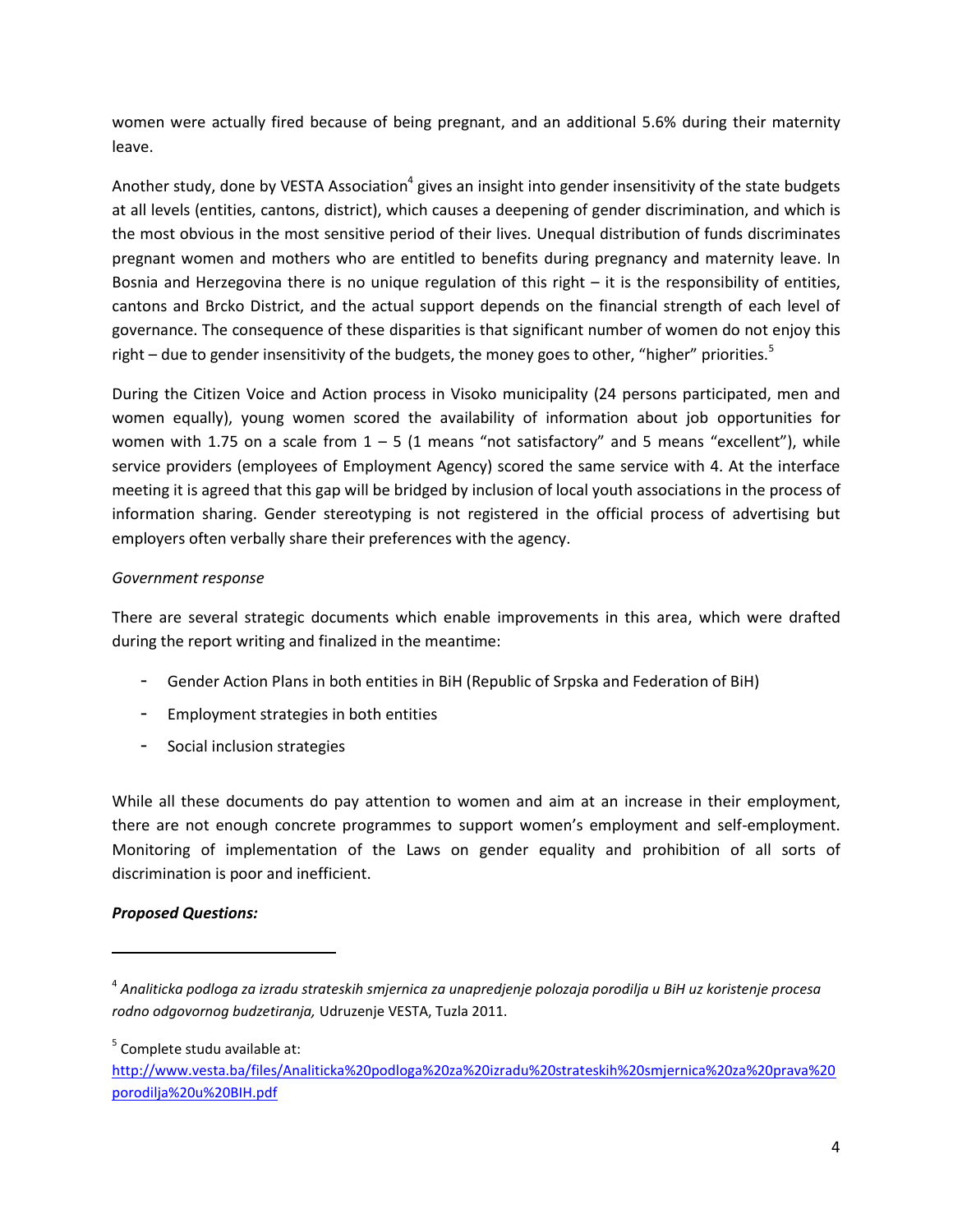women were actually fired because of being pregnant, and an additional 5.6% during their maternity leave.

Another study, done by VESTA Association[4] gives an insight into gender insensitivity of the state budgets at all levels (entities, cantons, district), which causes a deepening of gender discrimination, and which is the most obvious in the most sensitive period of their lives. Unequal distribution of funds discriminates pregnant women and mothers who are entitled to benefits during pregnancy and maternity leave. In Bosnia and Herzegovina there is no unique regulation of this right – it is the responsibility of entities, cantons and Brcko District, and the actual support depends on the financial strength of each level of governance. The consequence of these disparities is that significant number of women do not enjoy this right – due to gender insensitivity of the budgets, the money goes to other, "higher" priorities.[5]

During the Citizen Voice and Action process in Visoko municipality (24 persons participated, men and women equally), young women scored the availability of information about job opportunities for women with 1.75 on a scale from 1 – 5 (1 means "not satisfactory" and 5 means "excellent"), while service providers (employees of Employment Agency) scored the same service with 4. At the interface meeting it is agreed that this gap will be bridged by inclusion of local youth associations in the process of information sharing. Gender stereotyping is not registered in the official process of advertising but employers often verbally share their preferences with the agency.

*Government response*

There are several strategic documents which enable improvements in this area, which were drafted during the report writing and finalized in the meantime:

- Gender Action Plans in both entities in BiH (Republic of Srpska and Federation of BiH)
- Employment strategies in both entities
- Social inclusion strategies

While all these documents do pay attention to women and aim at an increase in their employment, there are not enough concrete programmes to support women's employment and self-employment. Monitoring of implementation of the Laws on gender equality and prohibition of all sorts of discrimination is poor and inefficient.

***Proposed Questions:***

---

[4] *Analiticka podloga za izradu strateskih smjernica za unapredjenje polozaja porodilja u BiH uz koristenje procesa rodno odgovornog budzetiranja,* Udruzenje VESTA, Tuzla 2011.

[5] Complete studu available at: http://www.vesta.ba/files/Analiticka%20podloga%20za%20izradu%20strateskih%20smjernica%20za%20prava%20porodilja%20u%20BIH.pdf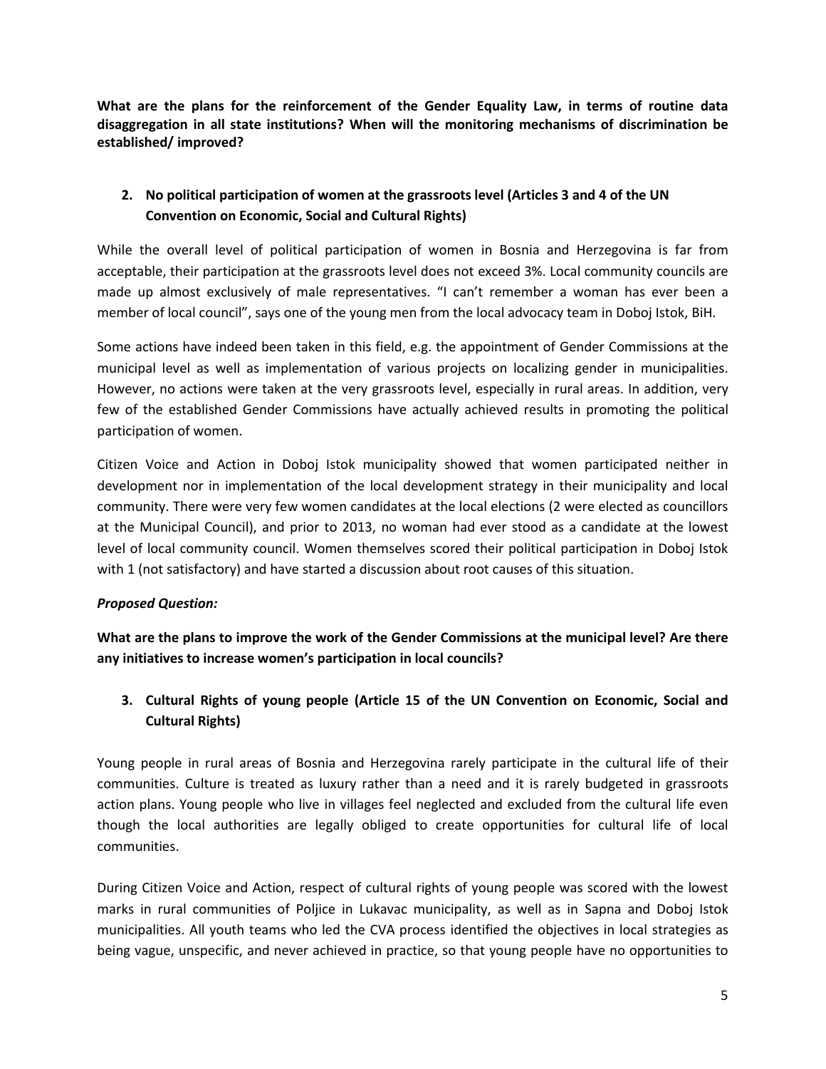**What are the plans for the reinforcement of the Gender Equality Law, in terms of routine data disaggregation in all state institutions? When will the monitoring mechanisms of discrimination be established/ improved?**

2. **No political participation of women at the grassroots level (Articles 3 and 4 of the UN Convention on Economic, Social and Cultural Rights)**

While the overall level of political participation of women in Bosnia and Herzegovina is far from acceptable, their participation at the grassroots level does not exceed 3%. Local community councils are made up almost exclusively of male representatives. "I can't remember a woman has ever been a member of local council", says one of the young men from the local advocacy team in Doboj Istok, BiH.

Some actions have indeed been taken in this field, e.g. the appointment of Gender Commissions at the municipal level as well as implementation of various projects on localizing gender in municipalities. However, no actions were taken at the very grassroots level, especially in rural areas. In addition, very few of the established Gender Commissions have actually achieved results in promoting the political participation of women.

Citizen Voice and Action in Doboj Istok municipality showed that women participated neither in development nor in implementation of the local development strategy in their municipality and local community. There were very few women candidates at the local elections (2 were elected as councillors at the Municipal Council), and prior to 2013, no woman had ever stood as a candidate at the lowest level of local community council. Women themselves scored their political participation in Doboj Istok with 1 (not satisfactory) and have started a discussion about root causes of this situation.

***Proposed Question:***

**What are the plans to improve the work of the Gender Commissions at the municipal level? Are there any initiatives to increase women's participation in local councils?**

3. **Cultural Rights of young people (Article 15 of the UN Convention on Economic, Social and Cultural Rights)**

Young people in rural areas of Bosnia and Herzegovina rarely participate in the cultural life of their communities. Culture is treated as luxury rather than a need and it is rarely budgeted in grassroots action plans. Young people who live in villages feel neglected and excluded from the cultural life even though the local authorities are legally obliged to create opportunities for cultural life of local communities.

During Citizen Voice and Action, respect of cultural rights of young people was scored with the lowest marks in rural communities of Poljice in Lukavac municipality, as well as in Sapna and Doboj Istok municipalities. All youth teams who led the CVA process identified the objectives in local strategies as being vague, unspecific, and never achieved in practice, so that young people have no opportunities to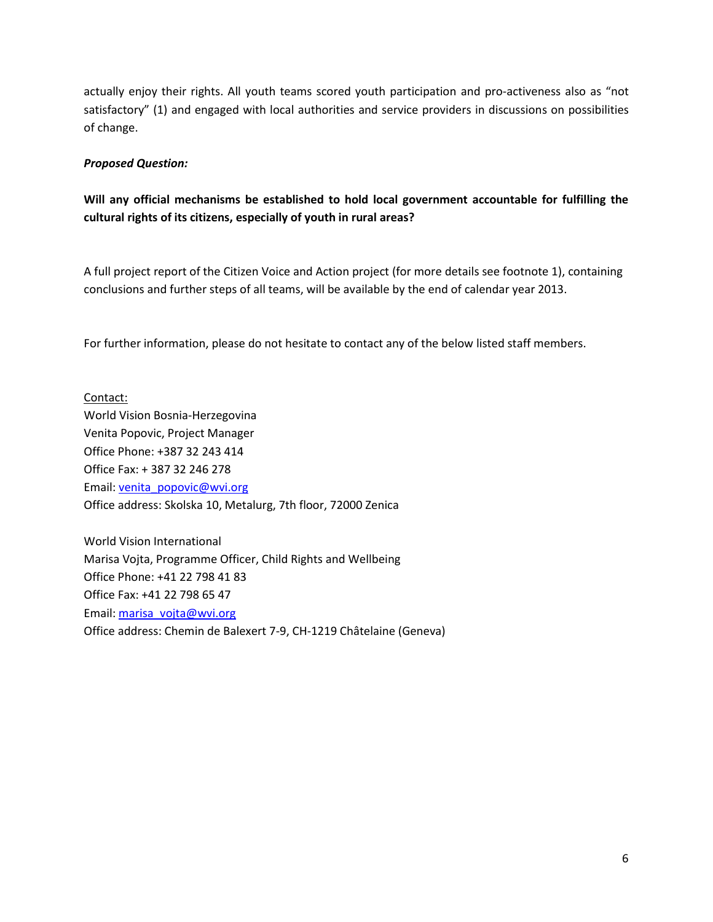actually enjoy their rights. All youth teams scored youth participation and pro-activeness also as "not satisfactory" (1) and engaged with local authorities and service providers in discussions on possibilities of change.

***Proposed Question:***

**Will any official mechanisms be established to hold local government accountable for fulfilling the cultural rights of its citizens, especially of youth in rural areas?**

A full project report of the Citizen Voice and Action project (for more details see footnote 1), containing conclusions and further steps of all teams, will be available by the end of calendar year 2013.

For further information, please do not hesitate to contact any of the below listed staff members.

Contact:
World Vision Bosnia-Herzegovina
Venita Popovic, Project Manager
Office Phone: +387 32 243 414
Office Fax: + 387 32 246 278
Email: venita_popovic@wvi.org
Office address: Skolska 10, Metalurg, 7th floor, 72000 Zenica

World Vision International
Marisa Vojta, Programme Officer, Child Rights and Wellbeing
Office Phone: +41 22 798 41 83
Office Fax: +41 22 798 65 47
Email: marisa_vojta@wvi.org
Office address: Chemin de Balexert 7-9, CH-1219 Châtelaine (Geneva)